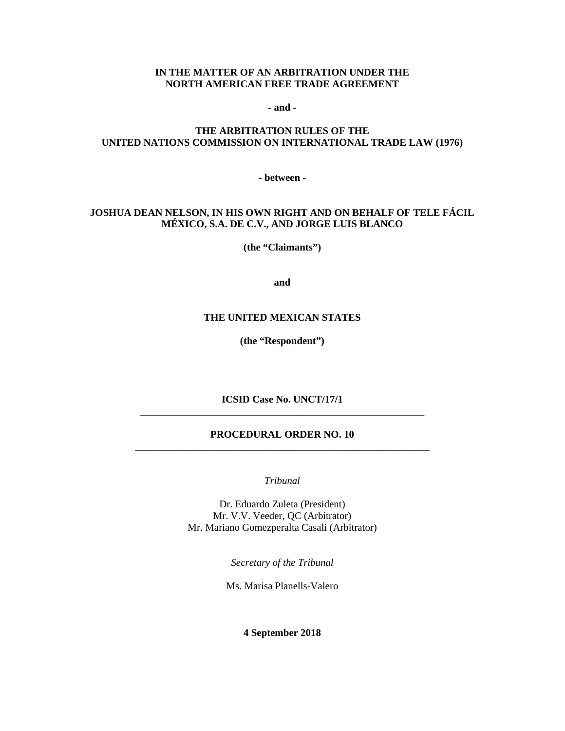**IN THE MATTER OF AN ARBITRATION UNDER THE NORTH AMERICAN FREE TRADE AGREEMENT**

**- and -**

**THE ARBITRATION RULES OF THE UNITED NATIONS COMMISSION ON INTERNATIONAL TRADE LAW (1976)**

**- between -**

**JOSHUA DEAN NELSON, IN HIS OWN RIGHT AND ON BEHALF OF TELE FÁCIL MÉXICO, S.A. DE C.V., AND JORGE LUIS BLANCO**

**(the "Claimants")**

**and**

**THE UNITED MEXICAN STATES**

**(the "Respondent")**

**ICSID Case No. UNCT/17/1**

---

# PROCEDURAL ORDER NO. 10

---

*Tribunal*

Dr. Eduardo Zuleta (President)
Mr. V.V. Veeder, QC (Arbitrator)
Mr. Mariano Gomezperalta Casali (Arbitrator)

*Secretary of the Tribunal*

Ms. Marisa Planells-Valero

**4 September 2018**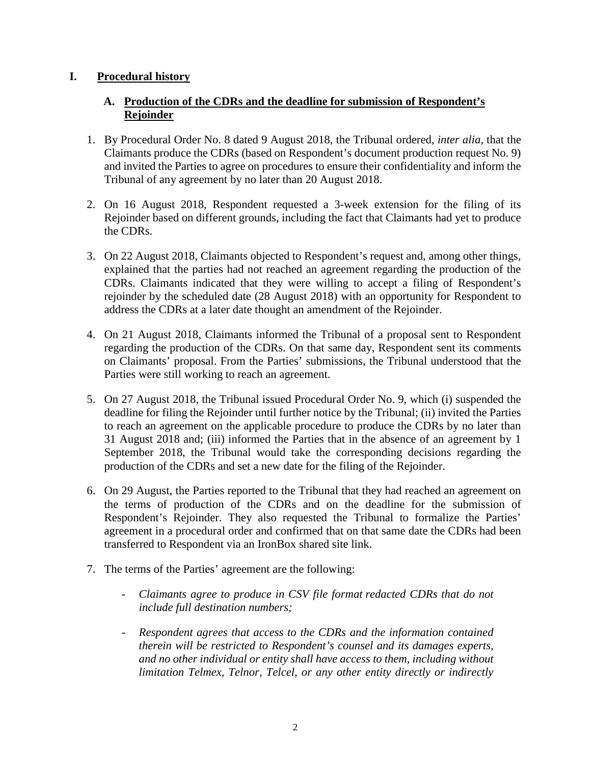## I. Procedural history

### A. Production of the CDRs and the deadline for submission of Respondent's Rejoinder

1. By Procedural Order No. 8 dated 9 August 2018, the Tribunal ordered, *inter alia*, that the Claimants produce the CDRs (based on Respondent's document production request No. 9) and invited the Parties to agree on procedures to ensure their confidentiality and inform the Tribunal of any agreement by no later than 20 August 2018.

2. On 16 August 2018, Respondent requested a 3-week extension for the filing of its Rejoinder based on different grounds, including the fact that Claimants had yet to produce the CDRs.

3. On 22 August 2018, Claimants objected to Respondent's request and, among other things, explained that the parties had not reached an agreement regarding the production of the CDRs. Claimants indicated that they were willing to accept a filing of Respondent's rejoinder by the scheduled date (28 August 2018) with an opportunity for Respondent to address the CDRs at a later date thought an amendment of the Rejoinder.

4. On 21 August 2018, Claimants informed the Tribunal of a proposal sent to Respondent regarding the production of the CDRs. On that same day, Respondent sent its comments on Claimants' proposal. From the Parties' submissions, the Tribunal understood that the Parties were still working to reach an agreement.

5. On 27 August 2018, the Tribunal issued Procedural Order No. 9, which (i) suspended the deadline for filing the Rejoinder until further notice by the Tribunal; (ii) invited the Parties to reach an agreement on the applicable procedure to produce the CDRs by no later than 31 August 2018 and; (iii) informed the Parties that in the absence of an agreement by 1 September 2018, the Tribunal would take the corresponding decisions regarding the production of the CDRs and set a new date for the filing of the Rejoinder.

6. On 29 August, the Parties reported to the Tribunal that they had reached an agreement on the terms of production of the CDRs and on the deadline for the submission of Respondent's Rejoinder. They also requested the Tribunal to formalize the Parties' agreement in a procedural order and confirmed that on that same date the CDRs had been transferred to Respondent via an IronBox shared site link.

7. The terms of the Parties' agreement are the following:

   - *Claimants agree to produce in CSV file format redacted CDRs that do not include full destination numbers;*

   - *Respondent agrees that access to the CDRs and the information contained therein will be restricted to Respondent's counsel and its damages experts, and no other individual or entity shall have access to them, including without limitation Telmex, Telnor, Telcel, or any other entity directly or indirectly*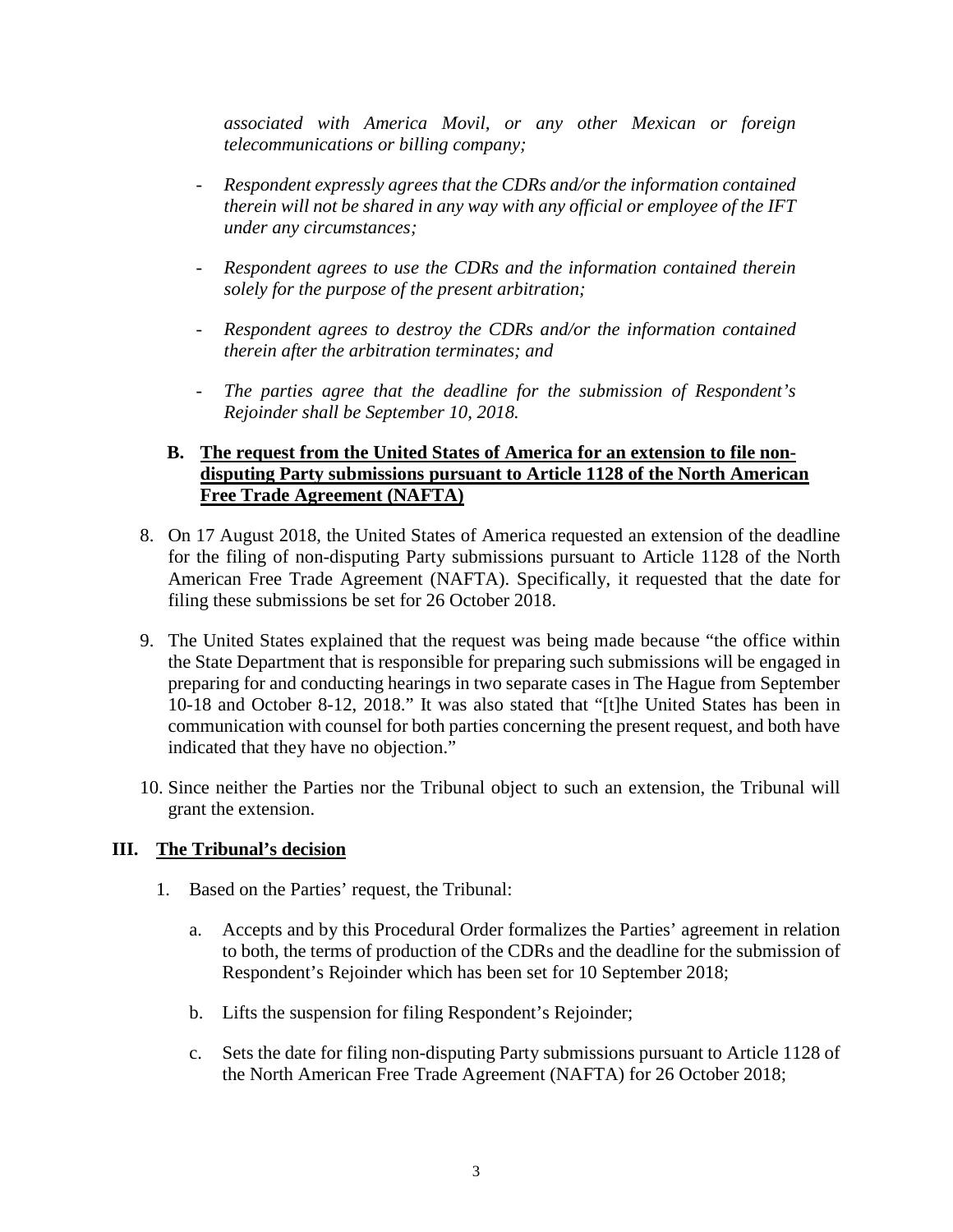*associated with America Movil, or any other Mexican or foreign telecommunications or billing company;*

- *Respondent expressly agrees that the CDRs and/or the information contained therein will not be shared in any way with any official or employee of the IFT under any circumstances;*
- *Respondent agrees to use the CDRs and the information contained therein solely for the purpose of the present arbitration;*
- *Respondent agrees to destroy the CDRs and/or the information contained therein after the arbitration terminates; and*
- *The parties agree that the deadline for the submission of Respondent's Rejoinder shall be September 10, 2018.*

### B. The request from the United States of America for an extension to file non-disputing Party submissions pursuant to Article 1128 of the North American Free Trade Agreement (NAFTA)

8. On 17 August 2018, the United States of America requested an extension of the deadline for the filing of non-disputing Party submissions pursuant to Article 1128 of the North American Free Trade Agreement (NAFTA). Specifically, it requested that the date for filing these submissions be set for 26 October 2018.

9. The United States explained that the request was being made because "the office within the State Department that is responsible for preparing such submissions will be engaged in preparing for and conducting hearings in two separate cases in The Hague from September 10-18 and October 8-12, 2018." It was also stated that "[t]he United States has been in communication with counsel for both parties concerning the present request, and both have indicated that they have no objection."

10. Since neither the Parties nor the Tribunal object to such an extension, the Tribunal will grant the extension.

## III. The Tribunal's decision

1. Based on the Parties' request, the Tribunal:

   a. Accepts and by this Procedural Order formalizes the Parties' agreement in relation to both, the terms of production of the CDRs and the deadline for the submission of Respondent's Rejoinder which has been set for 10 September 2018;

   b. Lifts the suspension for filing Respondent's Rejoinder;

   c. Sets the date for filing non-disputing Party submissions pursuant to Article 1128 of the North American Free Trade Agreement (NAFTA) for 26 October 2018;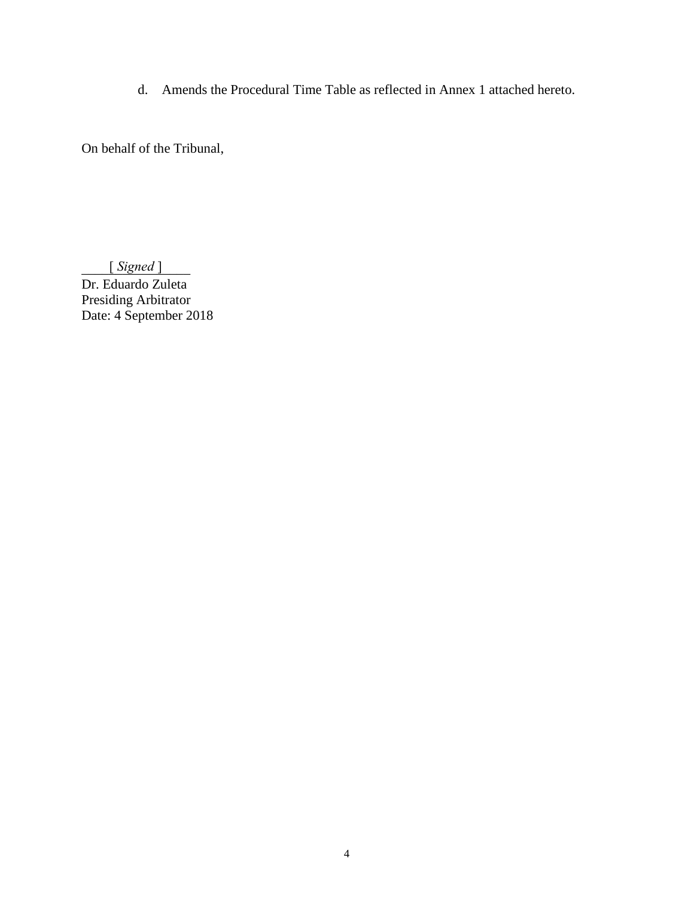d. Amends the Procedural Time Table as reflected in Annex 1 attached hereto.

On behalf of the Tribunal,

[ *Signed* ]

Dr. Eduardo Zuleta
Presiding Arbitrator
Date: 4 September 2018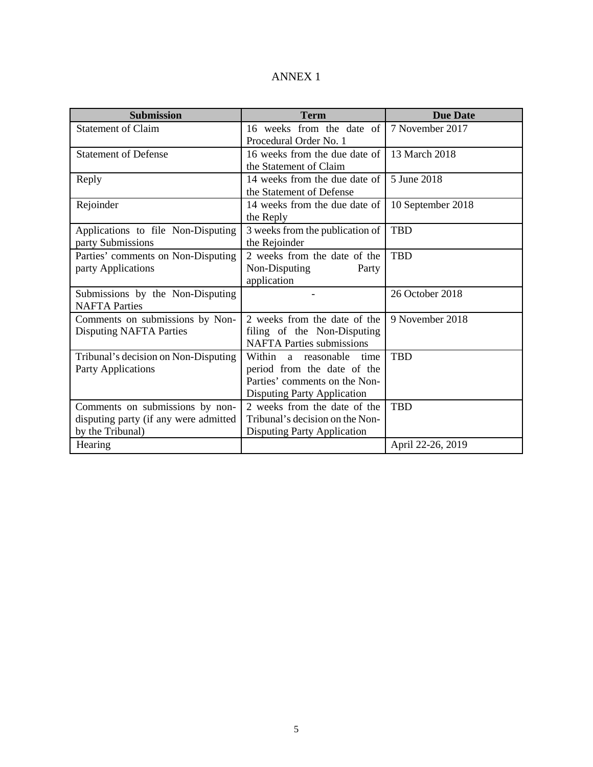# ANNEX 1

| Submission | Term | Due Date |
|---|---|---|
| Statement of Claim | 16 weeks from the date of Procedural Order No. 1 | 7 November 2017 |
| Statement of Defense | 16 weeks from the due date of the Statement of Claim | 13 March 2018 |
| Reply | 14 weeks from the due date of the Statement of Defense | 5 June 2018 |
| Rejoinder | 14 weeks from the due date of the Reply | 10 September 2018 |
| Applications to file Non-Disputing party Submissions | 3 weeks from the publication of the Rejoinder | TBD |
| Parties' comments on Non-Disputing party Applications | 2 weeks from the date of the Non-Disputing Party application | TBD |
| Submissions by the Non-Disputing NAFTA Parties | - | 26 October 2018 |
| Comments on submissions by Non-Disputing NAFTA Parties | 2 weeks from the date of the filing of the Non-Disputing NAFTA Parties submissions | 9 November 2018 |
| Tribunal's decision on Non-Disputing Party Applications | Within a reasonable time period from the date of the Parties' comments on the Non-Disputing Party Application | TBD |
| Comments on submissions by non-disputing party (if any were admitted by the Tribunal) | 2 weeks from the date of the Tribunal's decision on the Non-Disputing Party Application | TBD |
| Hearing | | April 22-26, 2019 |